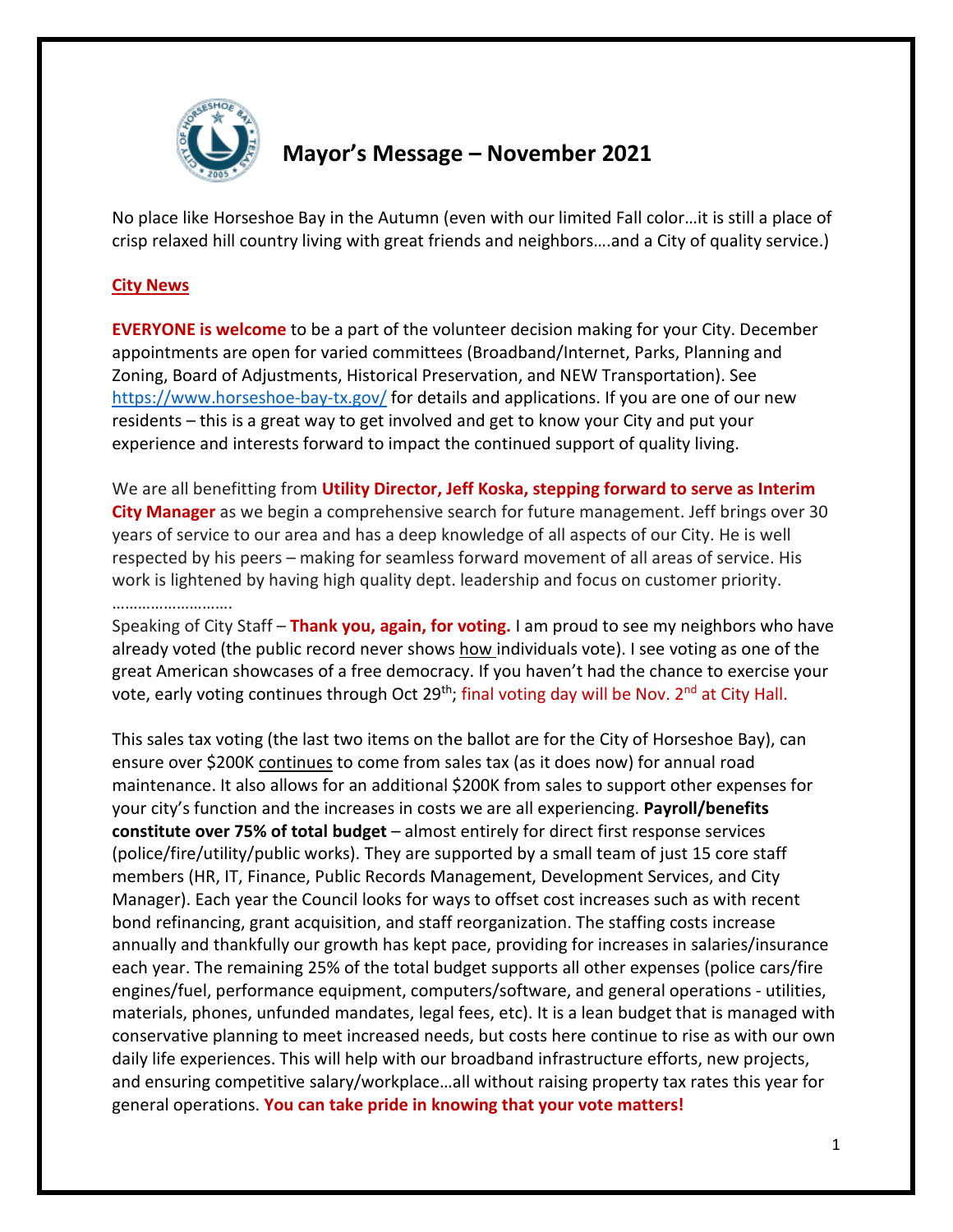# Mayor's Message – November 2021

No place like Horseshoe Bay in the Autumn (even with our limited Fall color…it is still a place of crisp relaxed hill country living with great friends and neighbors….and a City of quality service.)

## City News

**EVERYONE is welcome** to be a part of the volunteer decision making for your City. December appointments are open for varied committees (Broadband/Internet, Parks, Planning and Zoning, Board of Adjustments, Historical Preservation, and NEW Transportation). See https://www.horseshoe-bay-tx.gov/ for details and applications. If you are one of our new residents – this is a great way to get involved and get to know your City and put your experience and interests forward to impact the continued support of quality living.

We are all benefitting from **Utility Director, Jeff Koska, stepping forward to serve as Interim City Manager** as we begin a comprehensive search for future management. Jeff brings over 30 years of service to our area and has a deep knowledge of all aspects of our City. He is well respected by his peers – making for seamless forward movement of all areas of service. His work is lightened by having high quality dept. leadership and focus on customer priority.

……………………….

Speaking of City Staff – **Thank you, again, for voting.** I am proud to see my neighbors who have already voted (the public record never shows how individuals vote). I see voting as one of the great American showcases of a free democracy. If you haven't had the chance to exercise your vote, early voting continues through Oct 29th; final voting day will be Nov. 2nd at City Hall.

This sales tax voting (the last two items on the ballot are for the City of Horseshoe Bay), can ensure over $200K continues to come from sales tax (as it does now) for annual road maintenance. It also allows for an additional $200K from sales to support other expenses for your city's function and the increases in costs we are all experiencing. **Payroll/benefits constitute over 75% of total budget** – almost entirely for direct first response services (police/fire/utility/public works). They are supported by a small team of just 15 core staff members (HR, IT, Finance, Public Records Management, Development Services, and City Manager). Each year the Council looks for ways to offset cost increases such as with recent bond refinancing, grant acquisition, and staff reorganization. The staffing costs increase annually and thankfully our growth has kept pace, providing for increases in salaries/insurance each year. The remaining 25% of the total budget supports all other expenses (police cars/fire engines/fuel, performance equipment, computers/software, and general operations - utilities, materials, phones, unfunded mandates, legal fees, etc). It is a lean budget that is managed with conservative planning to meet increased needs, but costs here continue to rise as with our own daily life experiences. This will help with our broadband infrastructure efforts, new projects, and ensuring competitive salary/workplace…all without raising property tax rates this year for general operations. **You can take pride in knowing that your vote matters!**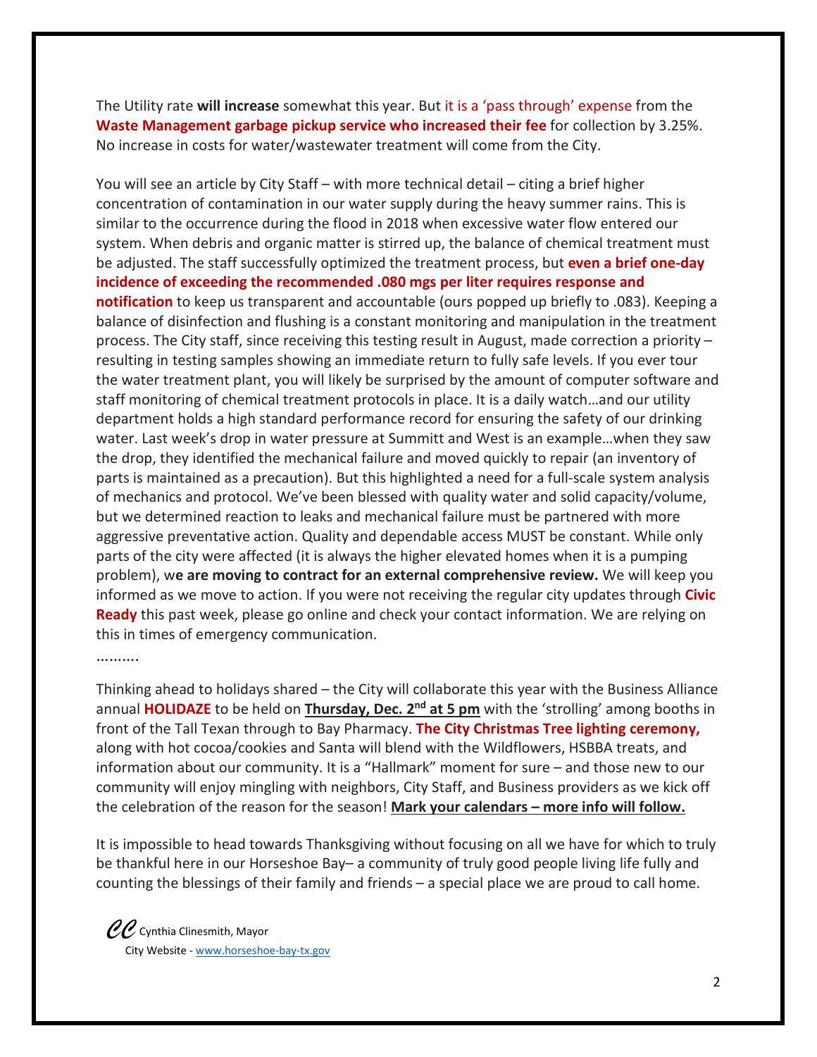The Utility rate **will increase** somewhat this year. But it is a 'pass through' expense from the **Waste Management garbage pickup service who increased their fee** for collection by 3.25%. No increase in costs for water/wastewater treatment will come from the City.

You will see an article by City Staff – with more technical detail – citing a brief higher concentration of contamination in our water supply during the heavy summer rains. This is similar to the occurrence during the flood in 2018 when excessive water flow entered our system. When debris and organic matter is stirred up, the balance of chemical treatment must be adjusted. The staff successfully optimized the treatment process, but **even a brief one-day incidence of exceeding the recommended .080 mgs per liter requires response and notification** to keep us transparent and accountable (ours popped up briefly to .083). Keeping a balance of disinfection and flushing is a constant monitoring and manipulation in the treatment process. The City staff, since receiving this testing result in August, made correction a priority – resulting in testing samples showing an immediate return to fully safe levels. If you ever tour the water treatment plant, you will likely be surprised by the amount of computer software and staff monitoring of chemical treatment protocols in place. It is a daily watch…and our utility department holds a high standard performance record for ensuring the safety of our drinking water. Last week's drop in water pressure at Summitt and West is an example…when they saw the drop, they identified the mechanical failure and moved quickly to repair (an inventory of parts is maintained as a precaution). But this highlighted a need for a full-scale system analysis of mechanics and protocol. We've been blessed with quality water and solid capacity/volume, but we determined reaction to leaks and mechanical failure must be partnered with more aggressive preventative action. Quality and dependable access MUST be constant. While only parts of the city were affected (it is always the higher elevated homes when it is a pumping problem), w**e are moving to contract for an external comprehensive review.** We will keep you informed as we move to action. If you were not receiving the regular city updates through **Civic Ready** this past week, please go online and check your contact information. We are relying on this in times of emergency communication.

……….

Thinking ahead to holidays shared – the City will collaborate this year with the Business Alliance annual **HOLIDAZE** to be held on **Thursday, Dec. 2nd at 5 pm** with the 'strolling' among booths in front of the Tall Texan through to Bay Pharmacy. **The City Christmas Tree lighting ceremony,** along with hot cocoa/cookies and Santa will blend with the Wildflowers, HSBBA treats, and information about our community. It is a "Hallmark" moment for sure – and those new to our community will enjoy mingling with neighbors, City Staff, and Business providers as we kick off the celebration of the reason for the season! **Mark your calendars – more info will follow.**

It is impossible to head towards Thanksgiving without focusing on all we have for which to truly be thankful here in our Horseshoe Bay– a community of truly good people living life fully and counting the blessings of their family and friends – a special place we are proud to call home.

*CC* Cynthia Clinesmith, Mayor
City Website - www.horseshoe-bay-tx.gov